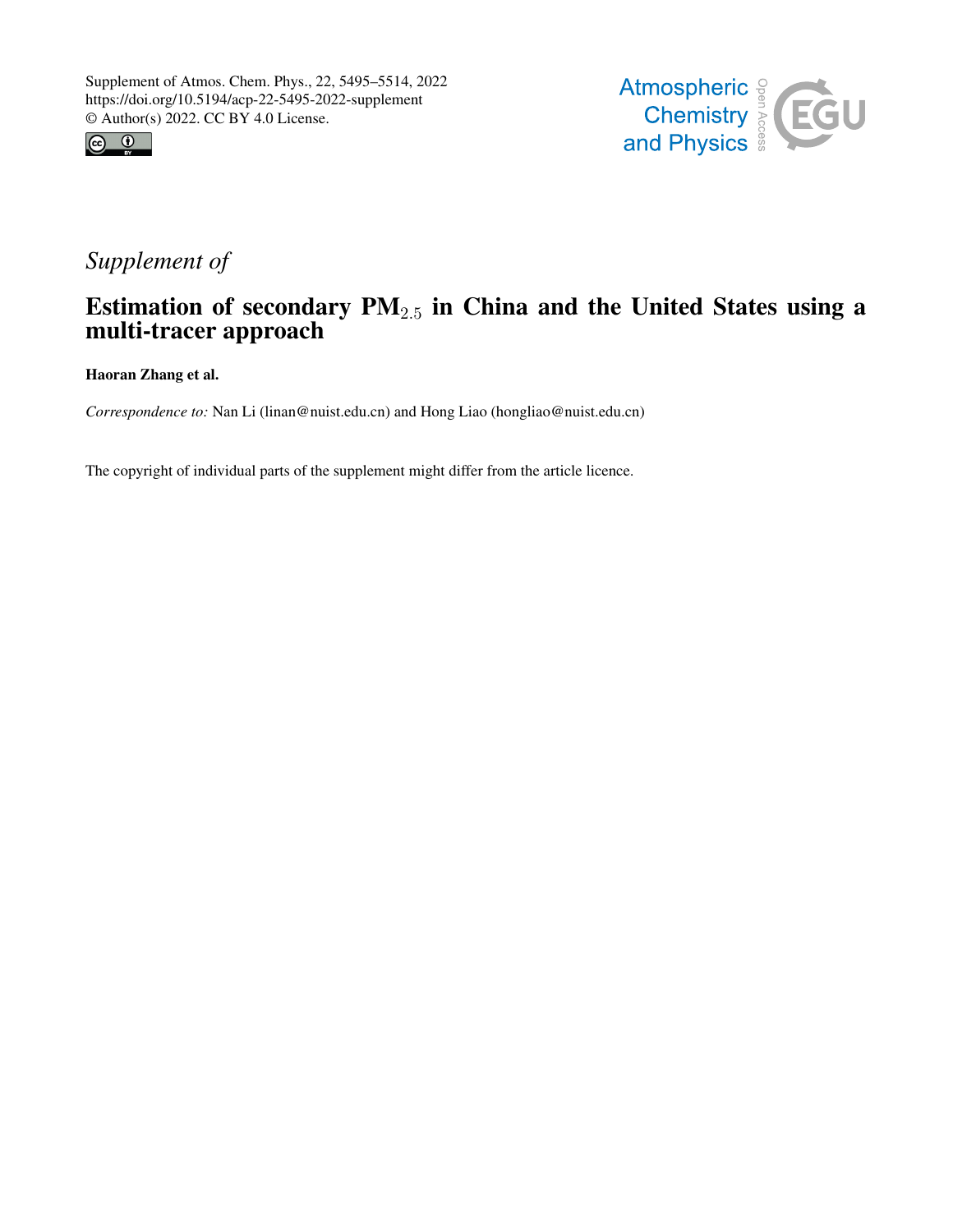Supplement of Atmos. Chem. Phys., 22, 5495–5514, 2022
https://doi.org/10.5194/acp-22-5495-2022-supplement
© Author(s) 2022. CC BY 4.0 License.

*Supplement of*

# Estimation of secondary $PM_{2.5}$ in China and the United States using a multi-tracer approach

**Haoran Zhang et al.**

*Correspondence to:* Nan Li (linan@nuist.edu.cn) and Hong Liao (hongliao@nuist.edu.cn)

The copyright of individual parts of the supplement might differ from the article licence.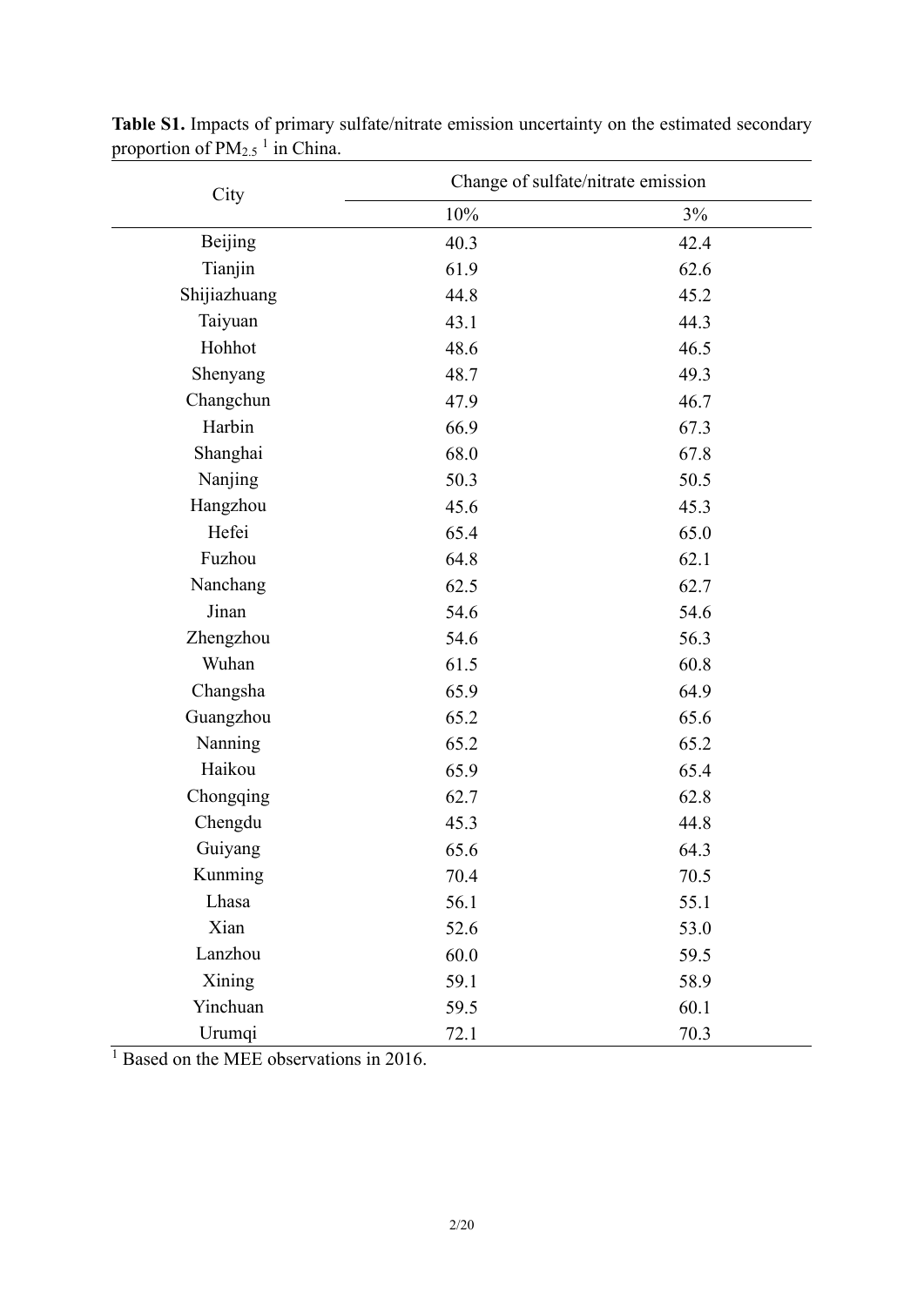**Table S1.** Impacts of primary sulfate/nitrate emission uncertainty on the estimated secondary proportion of $PM_{2.5}$ [1] in China.

| City | Change of sulfate/nitrate emission | |
|---|---|---|
| | 10% | 3% |
| Beijing | 40.3 | 42.4 |
| Tianjin | 61.9 | 62.6 |
| Shijiazhuang | 44.8 | 45.2 |
| Taiyuan | 43.1 | 44.3 |
| Hohhot | 48.6 | 46.5 |
| Shenyang | 48.7 | 49.3 |
| Changchun | 47.9 | 46.7 |
| Harbin | 66.9 | 67.3 |
| Shanghai | 68.0 | 67.8 |
| Nanjing | 50.3 | 50.5 |
| Hangzhou | 45.6 | 45.3 |
| Hefei | 65.4 | 65.0 |
| Fuzhou | 64.8 | 62.1 |
| Nanchang | 62.5 | 62.7 |
| Jinan | 54.6 | 54.6 |
| Zhengzhou | 54.6 | 56.3 |
| Wuhan | 61.5 | 60.8 |
| Changsha | 65.9 | 64.9 |
| Guangzhou | 65.2 | 65.6 |
| Nanning | 65.2 | 65.2 |
| Haikou | 65.9 | 65.4 |
| Chongqing | 62.7 | 62.8 |
| Chengdu | 45.3 | 44.8 |
| Guiyang | 65.6 | 64.3 |
| Kunming | 70.4 | 70.5 |
| Lhasa | 56.1 | 55.1 |
| Xian | 52.6 | 53.0 |
| Lanzhou | 60.0 | 59.5 |
| Xining | 59.1 | 58.9 |
| Yinchuan | 59.5 | 60.1 |
| Urumqi | 72.1 | 70.3 |

[1] Based on the MEE observations in 2016.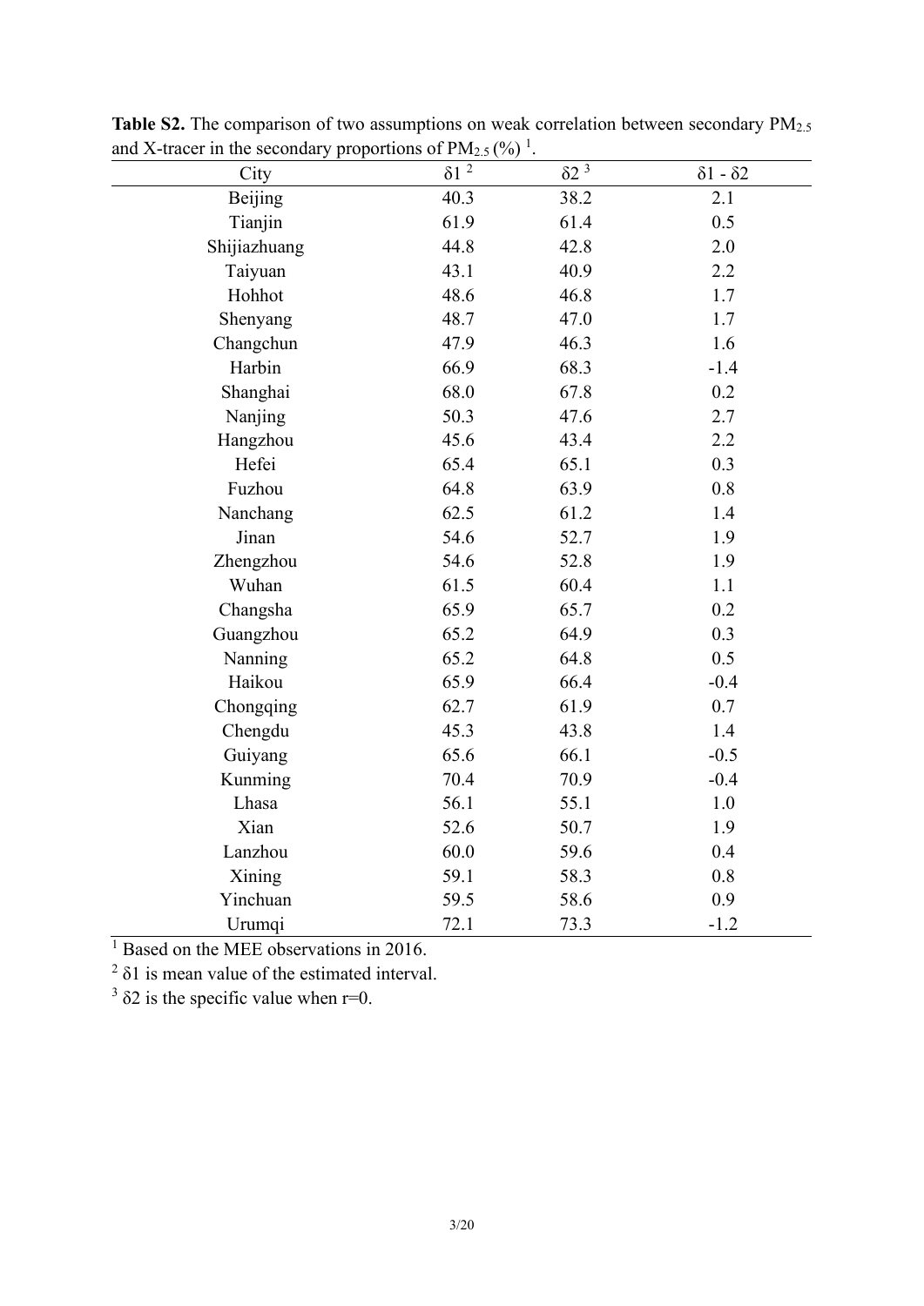**Table S2.** The comparison of two assumptions on weak correlation between secondary $PM_{2.5}$ and X-tracer in the secondary proportions of $PM_{2.5}$ (%) [1].

| City | δ1 [2] | δ2 [3] | δ1 - δ2 |
|---|---|---|---|
| Beijing | 40.3 | 38.2 | 2.1 |
| Tianjin | 61.9 | 61.4 | 0.5 |
| Shijiazhuang | 44.8 | 42.8 | 2.0 |
| Taiyuan | 43.1 | 40.9 | 2.2 |
| Hohhot | 48.6 | 46.8 | 1.7 |
| Shenyang | 48.7 | 47.0 | 1.7 |
| Changchun | 47.9 | 46.3 | 1.6 |
| Harbin | 66.9 | 68.3 | -1.4 |
| Shanghai | 68.0 | 67.8 | 0.2 |
| Nanjing | 50.3 | 47.6 | 2.7 |
| Hangzhou | 45.6 | 43.4 | 2.2 |
| Hefei | 65.4 | 65.1 | 0.3 |
| Fuzhou | 64.8 | 63.9 | 0.8 |
| Nanchang | 62.5 | 61.2 | 1.4 |
| Jinan | 54.6 | 52.7 | 1.9 |
| Zhengzhou | 54.6 | 52.8 | 1.9 |
| Wuhan | 61.5 | 60.4 | 1.1 |
| Changsha | 65.9 | 65.7 | 0.2 |
| Guangzhou | 65.2 | 64.9 | 0.3 |
| Nanning | 65.2 | 64.8 | 0.5 |
| Haikou | 65.9 | 66.4 | -0.4 |
| Chongqing | 62.7 | 61.9 | 0.7 |
| Chengdu | 45.3 | 43.8 | 1.4 |
| Guiyang | 65.6 | 66.1 | -0.5 |
| Kunming | 70.4 | 70.9 | -0.4 |
| Lhasa | 56.1 | 55.1 | 1.0 |
| Xian | 52.6 | 50.7 | 1.9 |
| Lanzhou | 60.0 | 59.6 | 0.4 |
| Xining | 59.1 | 58.3 | 0.8 |
| Yinchuan | 59.5 | 58.6 | 0.9 |
| Urumqi | 72.1 | 73.3 | -1.2 |

[1] Based on the MEE observations in 2016.

[2] δ1 is mean value of the estimated interval.

[3] δ2 is the specific value when r=0.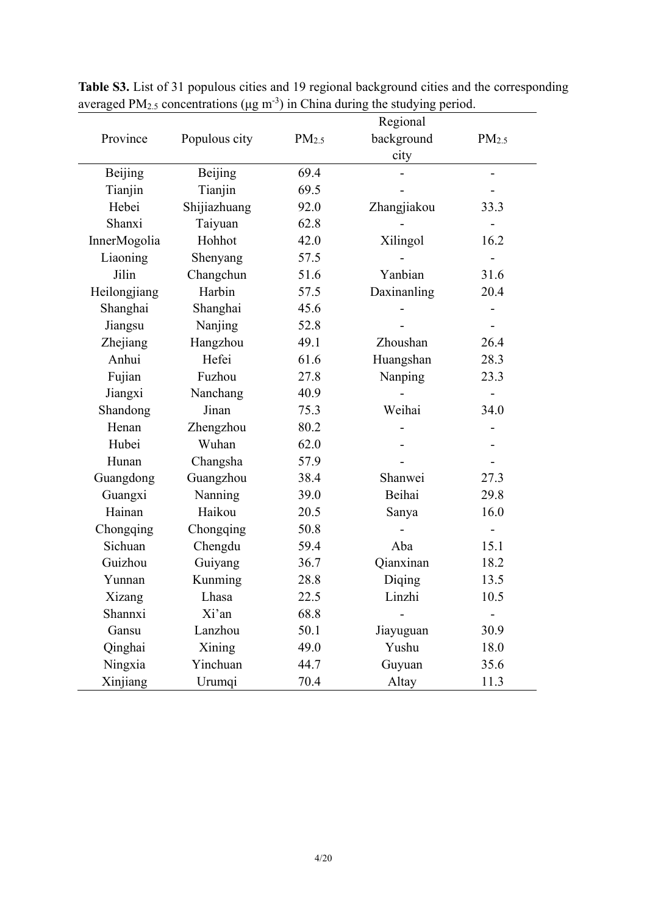**Table S3.** List of 31 populous cities and 19 regional background cities and the corresponding averaged $PM_{2.5}$ concentrations (μg $m^{-3}$) in China during the studying period.

| Province | Populous city | $PM_{2.5}$ | Regional background city | $PM_{2.5}$ |
|---|---|---|---|---|
| Beijing | Beijing | 69.4 | - | - |
| Tianjin | Tianjin | 69.5 | - | - |
| Hebei | Shijiazhuang | 92.0 | Zhangjiakou | 33.3 |
| Shanxi | Taiyuan | 62.8 | - | - |
| InnerMogolia | Hohhot | 42.0 | Xilingol | 16.2 |
| Liaoning | Shenyang | 57.5 | - | - |
| Jilin | Changchun | 51.6 | Yanbian | 31.6 |
| Heilongjiang | Harbin | 57.5 | Daxinanling | 20.4 |
| Shanghai | Shanghai | 45.6 | - | - |
| Jiangsu | Nanjing | 52.8 | - | - |
| Zhejiang | Hangzhou | 49.1 | Zhoushan | 26.4 |
| Anhui | Hefei | 61.6 | Huangshan | 28.3 |
| Fujian | Fuzhou | 27.8 | Nanping | 23.3 |
| Jiangxi | Nanchang | 40.9 | - | - |
| Shandong | Jinan | 75.3 | Weihai | 34.0 |
| Henan | Zhengzhou | 80.2 | - | - |
| Hubei | Wuhan | 62.0 | - | - |
| Hunan | Changsha | 57.9 | - | - |
| Guangdong | Guangzhou | 38.4 | Shanwei | 27.3 |
| Guangxi | Nanning | 39.0 | Beihai | 29.8 |
| Hainan | Haikou | 20.5 | Sanya | 16.0 |
| Chongqing | Chongqing | 50.8 | - | - |
| Sichuan | Chengdu | 59.4 | Aba | 15.1 |
| Guizhou | Guiyang | 36.7 | Qianxinan | 18.2 |
| Yunnan | Kunming | 28.8 | Diqing | 13.5 |
| Xizang | Lhasa | 22.5 | Linzhi | 10.5 |
| Shannxi | Xi'an | 68.8 | - | - |
| Gansu | Lanzhou | 50.1 | Jiayuguan | 30.9 |
| Qinghai | Xining | 49.0 | Yushu | 18.0 |
| Ningxia | Yinchuan | 44.7 | Guyuan | 35.6 |
| Xinjiang | Urumqi | 70.4 | Altay | 11.3 |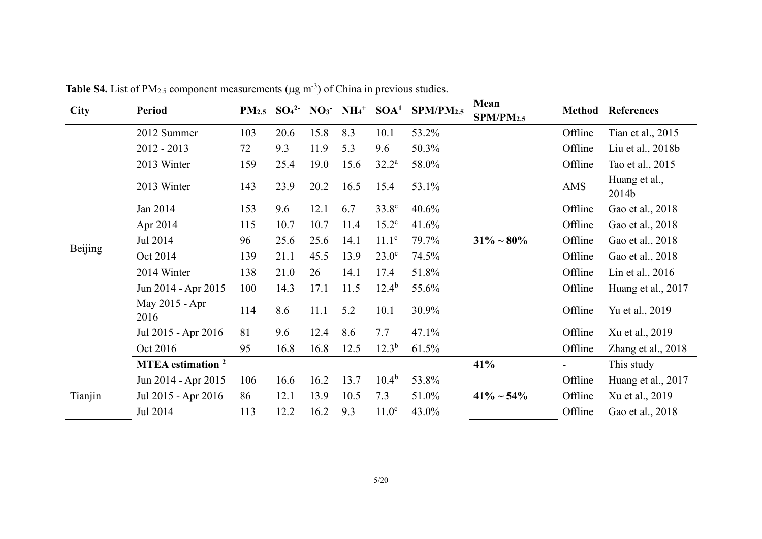**Table S4.** List of $PM_{2.5}$ component measurements ($\mu g\ m^{-3}$) of China in previous studies.

| City | Period | $PM_{2.5}$ | $SO_4^{2-}$ | $NO_3^-$ | $NH_4^+$ | SOA[1] | $SPM/PM_{2.5}$ | Mean $SPM/PM_{2.5}$ | Method | References |
|---|---|---|---|---|---|---|---|---|---|---|
| Beijing | 2012 Summer | 103 | 20.6 | 15.8 | 8.3 | 10.1 | 53.2% | **31% ~ 80%** | Offline | Tian et al., 2015 |
| | 2012 - 2013 | 72 | 9.3 | 11.9 | 5.3 | 9.6 | 50.3% | | Offline | Liu et al., 2018b |
| | 2013 Winter | 159 | 25.4 | 19.0 | 15.6 | 32.2[a] | 58.0% | | Offline | Tao et al., 2015 |
| | 2013 Winter | 143 | 23.9 | 20.2 | 16.5 | 15.4 | 53.1% | | AMS | Huang et al., 2014b |
| | Jan 2014 | 153 | 9.6 | 12.1 | 6.7 | 33.8[c] | 40.6% | | Offline | Gao et al., 2018 |
| | Apr 2014 | 115 | 10.7 | 10.7 | 11.4 | 15.2[c] | 41.6% | | Offline | Gao et al., 2018 |
| | Jul 2014 | 96 | 25.6 | 25.6 | 14.1 | 11.1[c] | 79.7% | | Offline | Gao et al., 2018 |
| | Oct 2014 | 139 | 21.1 | 45.5 | 13.9 | 23.0[c] | 74.5% | | Offline | Gao et al., 2018 |
| | 2014 Winter | 138 | 21.0 | 26 | 14.1 | 17.4 | 51.8% | | Offline | Lin et al., 2016 |
| | Jun 2014 - Apr 2015 | 100 | 14.3 | 17.1 | 11.5 | 12.4[b] | 55.6% | | Offline | Huang et al., 2017 |
| | May 2015 - Apr 2016 | 114 | 8.6 | 11.1 | 5.2 | 10.1 | 30.9% | | Offline | Yu et al., 2019 |
| | Jul 2015 - Apr 2016 | 81 | 9.6 | 12.4 | 8.6 | 7.7 | 47.1% | | Offline | Xu et al., 2019 |
| | Oct 2016 | 95 | 16.8 | 16.8 | 12.5 | 12.3[b] | 61.5% | | Offline | Zhang et al., 2018 |
| | **MTEA estimation [2]** | | | | | | | **41%** | - | This study |
| Tianjin | Jun 2014 - Apr 2015 | 106 | 16.6 | 16.2 | 13.7 | 10.4[b] | 53.8% | **41% ~ 54%** | Offline | Huang et al., 2017 |
| | Jul 2015 - Apr 2016 | 86 | 12.1 | 13.9 | 10.5 | 7.3 | 51.0% | | Offline | Xu et al., 2019 |
| | Jul 2014 | 113 | 12.2 | 16.2 | 9.3 | 11.0[c] | 43.0% | | Offline | Gao et al., 2018 |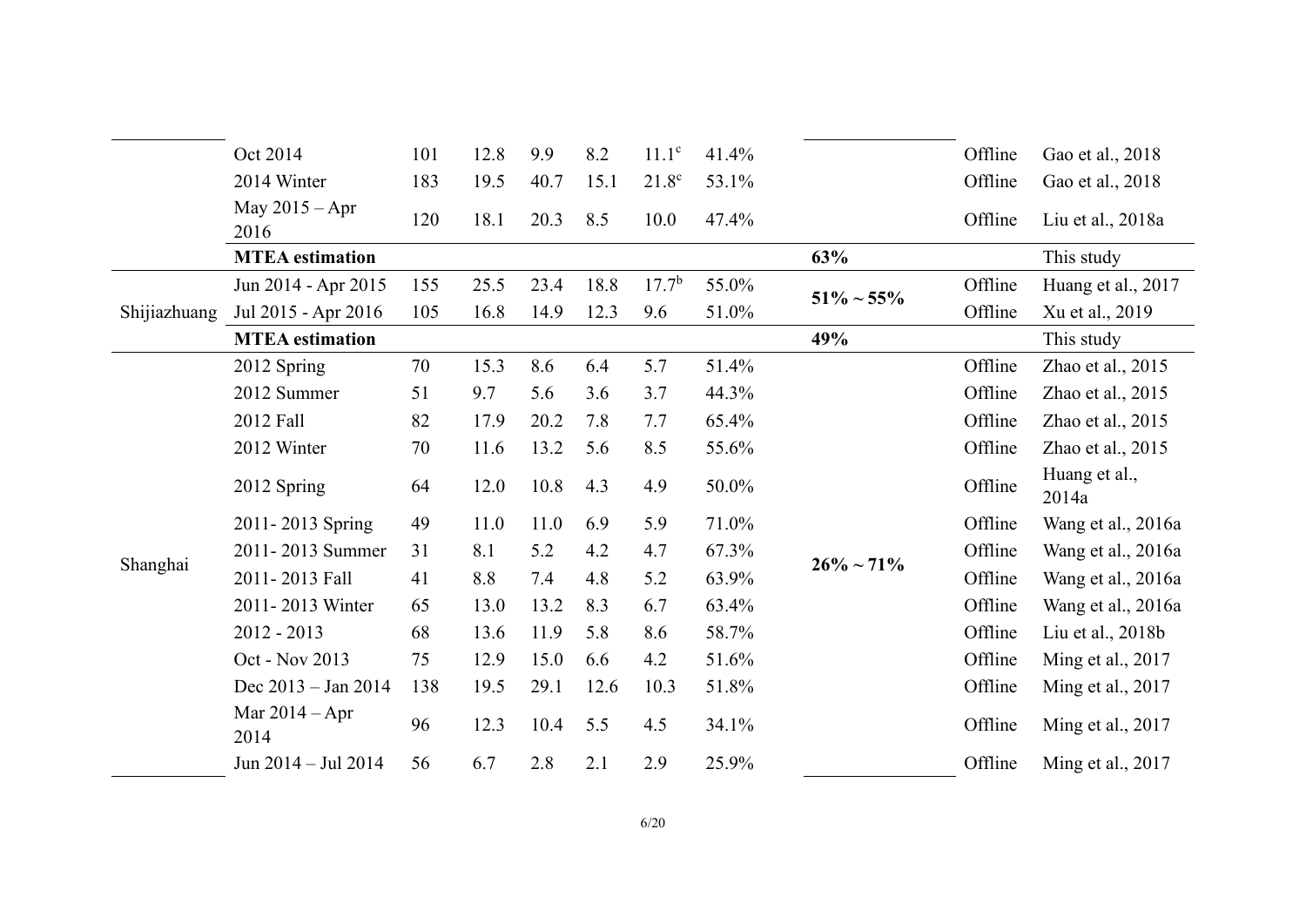| | | | | | | | | | |
|---|---|---|---|---|---|---|---|---|---|
| | Oct 2014 | 101 | 12.8 | 9.9 | 8.2 | 11.1[c] | 41.4% | | Offline | Gao et al., 2018 |
| | 2014 Winter | 183 | 19.5 | 40.7 | 15.1 | 21.8[c] | 53.1% | | Offline | Gao et al., 2018 |
| | May 2015 – Apr 2016 | 120 | 18.1 | 20.3 | 8.5 | 10.0 | 47.4% | | Offline | Liu et al., 2018a |
| | **MTEA estimation** | | | | | | | **63%** | | This study |
| Shijiazhuang | Jun 2014 - Apr 2015 | 155 | 25.5 | 23.4 | 18.8 | 17.7[b] | 55.0% | **51% ~ 55%** | Offline | Huang et al., 2017 |
| | Jul 2015 - Apr 2016 | 105 | 16.8 | 14.9 | 12.3 | 9.6 | 51.0% | | Offline | Xu et al., 2019 |
| | **MTEA estimation** | | | | | | | **49%** | | This study |
| Shanghai | 2012 Spring | 70 | 15.3 | 8.6 | 6.4 | 5.7 | 51.4% | **26% ~ 71%** | Offline | Zhao et al., 2015 |
| | 2012 Summer | 51 | 9.7 | 5.6 | 3.6 | 3.7 | 44.3% | | Offline | Zhao et al., 2015 |
| | 2012 Fall | 82 | 17.9 | 20.2 | 7.8 | 7.7 | 65.4% | | Offline | Zhao et al., 2015 |
| | 2012 Winter | 70 | 11.6 | 13.2 | 5.6 | 8.5 | 55.6% | | Offline | Zhao et al., 2015 |
| | 2012 Spring | 64 | 12.0 | 10.8 | 4.3 | 4.9 | 50.0% | | Offline | Huang et al., 2014a |
| | 2011- 2013 Spring | 49 | 11.0 | 11.0 | 6.9 | 5.9 | 71.0% | | Offline | Wang et al., 2016a |
| | 2011- 2013 Summer | 31 | 8.1 | 5.2 | 4.2 | 4.7 | 67.3% | | Offline | Wang et al., 2016a |
| | 2011- 2013 Fall | 41 | 8.8 | 7.4 | 4.8 | 5.2 | 63.9% | | Offline | Wang et al., 2016a |
| | 2011- 2013 Winter | 65 | 13.0 | 13.2 | 8.3 | 6.7 | 63.4% | | Offline | Wang et al., 2016a |
| | 2012 - 2013 | 68 | 13.6 | 11.9 | 5.8 | 8.6 | 58.7% | | Offline | Liu et al., 2018b |
| | Oct - Nov 2013 | 75 | 12.9 | 15.0 | 6.6 | 4.2 | 51.6% | | Offline | Ming et al., 2017 |
| | Dec 2013 – Jan 2014 | 138 | 19.5 | 29.1 | 12.6 | 10.3 | 51.8% | | Offline | Ming et al., 2017 |
| | Mar 2014 – Apr 2014 | 96 | 12.3 | 10.4 | 5.5 | 4.5 | 34.1% | | Offline | Ming et al., 2017 |
| | Jun 2014 – Jul 2014 | 56 | 6.7 | 2.8 | 2.1 | 2.9 | 25.9% | | Offline | Ming et al., 2017 |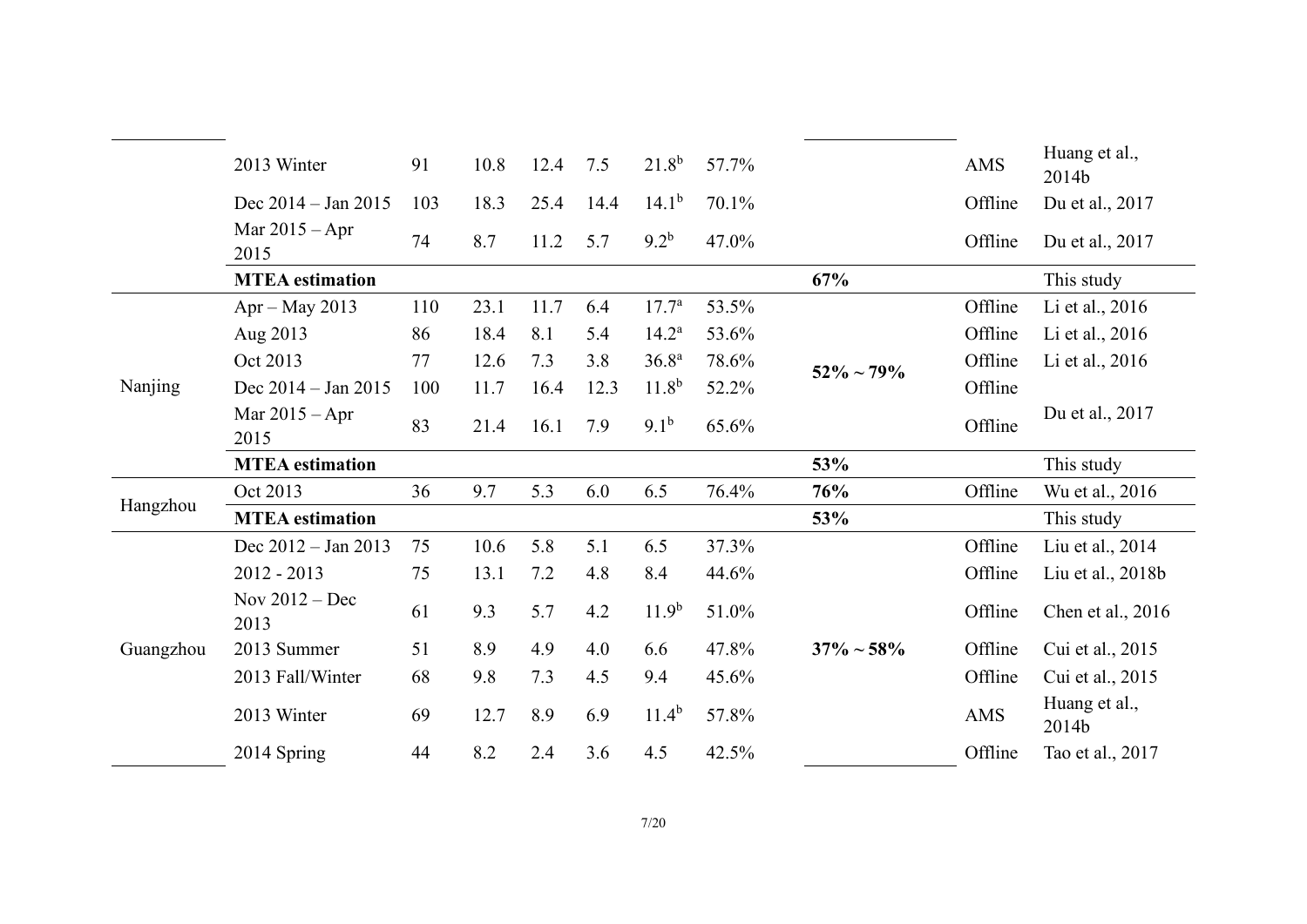| | | | | | | | | | | |
|---|---|---|---|---|---|---|---|---|---|---|
| | 2013 Winter | 91 | 10.8 | 12.4 | 7.5 | 21.8[b] | 57.7% | | AMS | Huang et al., 2014b |
| | Dec 2014 – Jan 2015 | 103 | 18.3 | 25.4 | 14.4 | 14.1[b] | 70.1% | | Offline | Du et al., 2017 |
| | Mar 2015 – Apr 2015 | 74 | 8.7 | 11.2 | 5.7 | 9.2[b] | 47.0% | | Offline | Du et al., 2017 |
| | **MTEA estimation** | | | | | | | **67%** | | This study |
| Nanjing | Apr – May 2013 | 110 | 23.1 | 11.7 | 6.4 | 17.7[a] | 53.5% | **52% ~ 79%** | Offline | Li et al., 2016 |
| | Aug 2013 | 86 | 18.4 | 8.1 | 5.4 | 14.2[a] | 53.6% | | Offline | Li et al., 2016 |
| | Oct 2013 | 77 | 12.6 | 7.3 | 3.8 | 36.8[a] | 78.6% | | Offline | Li et al., 2016 |
| | Dec 2014 – Jan 2015 | 100 | 11.7 | 16.4 | 12.3 | 11.8[b] | 52.2% | | Offline | Du et al., 2017 |
| | Mar 2015 – Apr 2015 | 83 | 21.4 | 16.1 | 7.9 | 9.1[b] | 65.6% | | Offline | |
| | **MTEA estimation** | | | | | | | **53%** | | This study |
| Hangzhou | Oct 2013 | 36 | 9.7 | 5.3 | 6.0 | 6.5 | 76.4% | **76%** | Offline | Wu et al., 2016 |
| | **MTEA estimation** | | | | | | | **53%** | | This study |
| Guangzhou | Dec 2012 – Jan 2013 | 75 | 10.6 | 5.8 | 5.1 | 6.5 | 37.3% | **37% ~ 58%** | Offline | Liu et al., 2014 |
| | 2012 - 2013 | 75 | 13.1 | 7.2 | 4.8 | 8.4 | 44.6% | | Offline | Liu et al., 2018b |
| | Nov 2012 – Dec 2013 | 61 | 9.3 | 5.7 | 4.2 | 11.9[b] | 51.0% | | Offline | Chen et al., 2016 |
| | 2013 Summer | 51 | 8.9 | 4.9 | 4.0 | 6.6 | 47.8% | | Offline | Cui et al., 2015 |
| | 2013 Fall/Winter | 68 | 9.8 | 7.3 | 4.5 | 9.4 | 45.6% | | Offline | Cui et al., 2015 |
| | 2013 Winter | 69 | 12.7 | 8.9 | 6.9 | 11.4[b] | 57.8% | | AMS | Huang et al., 2014b |
| | 2014 Spring | 44 | 8.2 | 2.4 | 3.6 | 4.5 | 42.5% | | Offline | Tao et al., 2017 |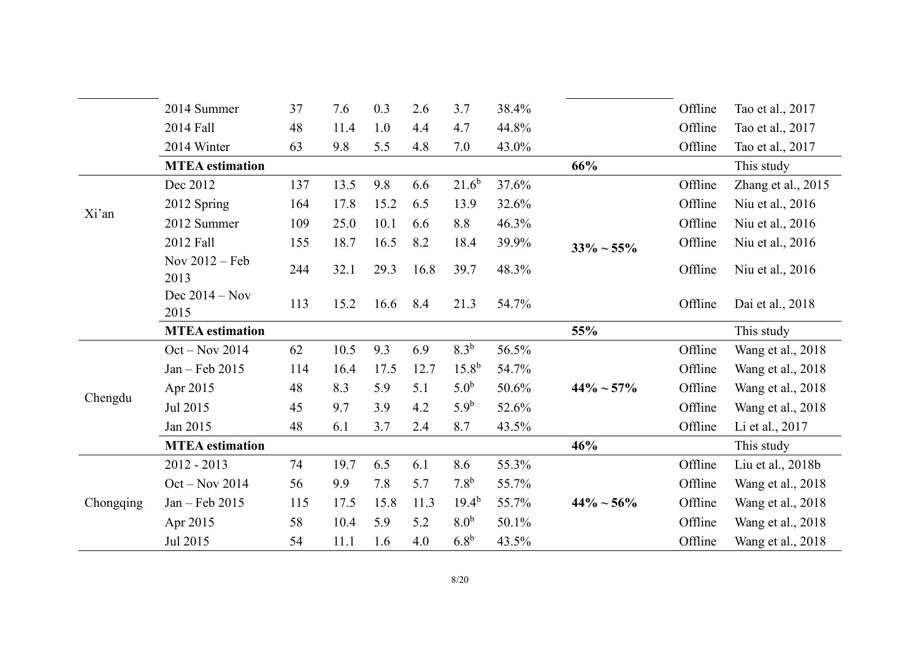| | | | | | | | | | | |
|---|---|---|---|---|---|---|---|---|---|---|
| | 2014 Summer | 37 | 7.6 | 0.3 | 2.6 | 3.7 | 38.4% | | Offline | Tao et al., 2017 |
| | 2014 Fall | 48 | 11.4 | 1.0 | 4.4 | 4.7 | 44.8% | | Offline | Tao et al., 2017 |
| | 2014 Winter | 63 | 9.8 | 5.5 | 4.8 | 7.0 | 43.0% | | Offline | Tao et al., 2017 |
| | **MTEA estimation** | | | | | | | **66%** | | This study |
| Xi'an | Dec 2012 | 137 | 13.5 | 9.8 | 6.6 | 21.6[b] | 37.6% | **33% ~ 55%** | Offline | Zhang et al., 2015 |
| | 2012 Spring | 164 | 17.8 | 15.2 | 6.5 | 13.9 | 32.6% | | Offline | Niu et al., 2016 |
| | 2012 Summer | 109 | 25.0 | 10.1 | 6.6 | 8.8 | 46.3% | | Offline | Niu et al., 2016 |
| | 2012 Fall | 155 | 18.7 | 16.5 | 8.2 | 18.4 | 39.9% | | Offline | Niu et al., 2016 |
| | Nov 2012 – Feb 2013 | 244 | 32.1 | 29.3 | 16.8 | 39.7 | 48.3% | | Offline | Niu et al., 2016 |
| | Dec 2014 – Nov 2015 | 113 | 15.2 | 16.6 | 8.4 | 21.3 | 54.7% | | Offline | Dai et al., 2018 |
| | **MTEA estimation** | | | | | | | **55%** | | This study |
| Chengdu | Oct – Nov 2014 | 62 | 10.5 | 9.3 | 6.9 | 8.3[b] | 56.5% | **44% ~ 57%** | Offline | Wang et al., 2018 |
| | Jan – Feb 2015 | 114 | 16.4 | 17.5 | 12.7 | 15.8[b] | 54.7% | | Offline | Wang et al., 2018 |
| | Apr 2015 | 48 | 8.3 | 5.9 | 5.1 | 5.0[b] | 50.6% | | Offline | Wang et al., 2018 |
| | Jul 2015 | 45 | 9.7 | 3.9 | 4.2 | 5.9[b] | 52.6% | | Offline | Wang et al., 2018 |
| | Jan 2015 | 48 | 6.1 | 3.7 | 2.4 | 8.7 | 43.5% | | Offline | Li et al., 2017 |
| | **MTEA estimation** | | | | | | | **46%** | | This study |
| Chongqing | 2012 - 2013 | 74 | 19.7 | 6.5 | 6.1 | 8.6 | 55.3% | **44% ~ 56%** | Offline | Liu et al., 2018b |
| | Oct – Nov 2014 | 56 | 9.9 | 7.8 | 5.7 | 7.8[b] | 55.7% | | Offline | Wang et al., 2018 |
| | Jan – Feb 2015 | 115 | 17.5 | 15.8 | 11.3 | 19.4[b] | 55.7% | | Offline | Wang et al., 2018 |
| | Apr 2015 | 58 | 10.4 | 5.9 | 5.2 | 8.0[b] | 50.1% | | Offline | Wang et al., 2018 |
| | Jul 2015 | 54 | 11.1 | 1.6 | 4.0 | 6.8[b] | 43.5% | | Offline | Wang et al., 2018 |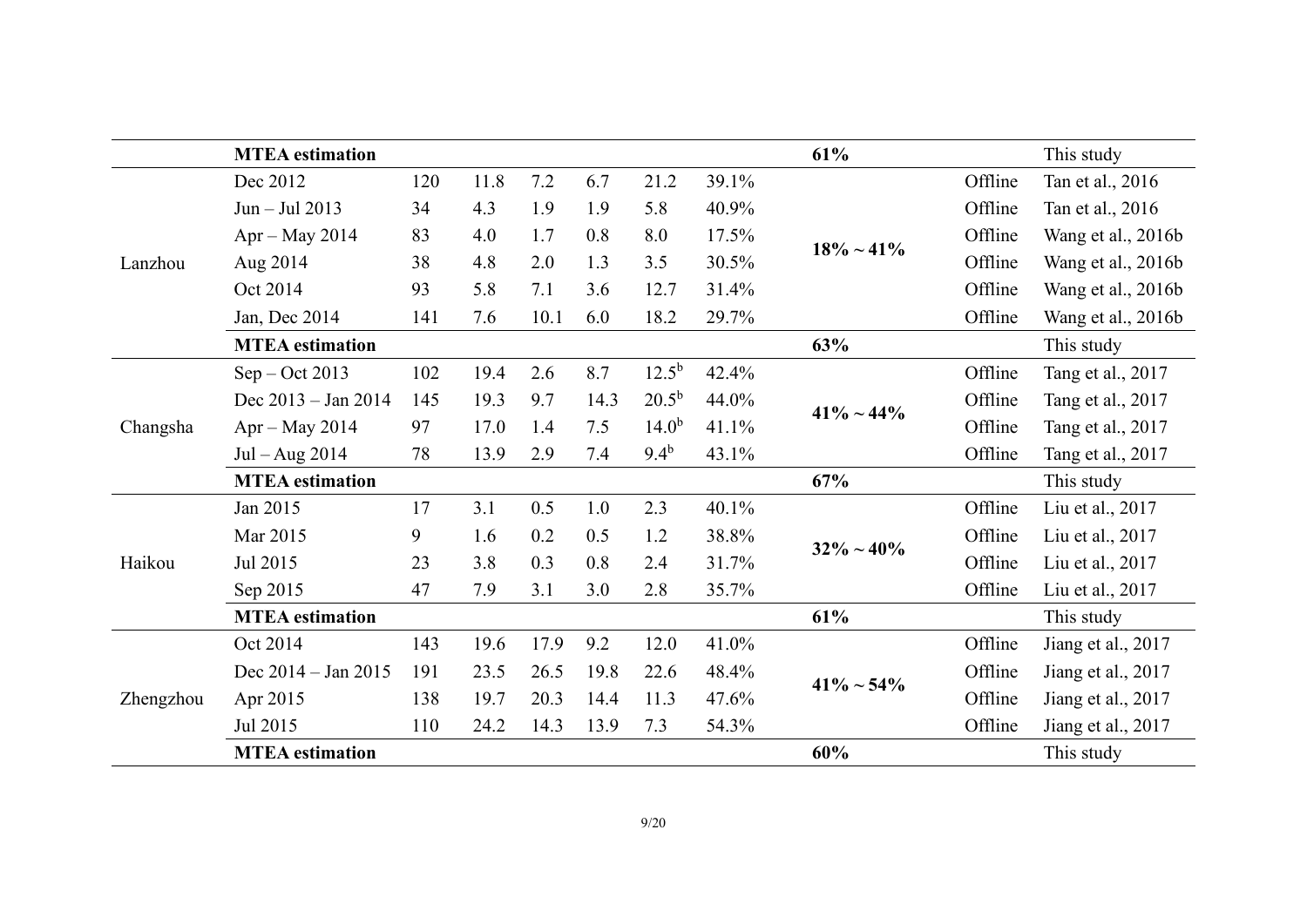| | | | | | | | | | | |
|---|---|---|---|---|---|---|---|---|---|---|
| | **MTEA estimation** | | | | | | | **61%** | | This study |
| Lanzhou | Dec 2012 | 120 | 11.8 | 7.2 | 6.7 | 21.2 | 39.1% | **18% ~ 41%** | Offline | Tan et al., 2016 |
| | Jun – Jul 2013 | 34 | 4.3 | 1.9 | 1.9 | 5.8 | 40.9% | | Offline | Tan et al., 2016 |
| | Apr – May 2014 | 83 | 4.0 | 1.7 | 0.8 | 8.0 | 17.5% | | Offline | Wang et al., 2016b |
| | Aug 2014 | 38 | 4.8 | 2.0 | 1.3 | 3.5 | 30.5% | | Offline | Wang et al., 2016b |
| | Oct 2014 | 93 | 5.8 | 7.1 | 3.6 | 12.7 | 31.4% | | Offline | Wang et al., 2016b |
| | Jan, Dec 2014 | 141 | 7.6 | 10.1 | 6.0 | 18.2 | 29.7% | | Offline | Wang et al., 2016b |
| | **MTEA estimation** | | | | | | | **63%** | | This study |
| Changsha | Sep – Oct 2013 | 102 | 19.4 | 2.6 | 8.7 | 12.5[b] | 42.4% | **41% ~ 44%** | Offline | Tang et al., 2017 |
| | Dec 2013 – Jan 2014 | 145 | 19.3 | 9.7 | 14.3 | 20.5[b] | 44.0% | | Offline | Tang et al., 2017 |
| | Apr – May 2014 | 97 | 17.0 | 1.4 | 7.5 | 14.0[b] | 41.1% | | Offline | Tang et al., 2017 |
| | Jul – Aug 2014 | 78 | 13.9 | 2.9 | 7.4 | 9.4[b] | 43.1% | | Offline | Tang et al., 2017 |
| | **MTEA estimation** | | | | | | | **67%** | | This study |
| Haikou | Jan 2015 | 17 | 3.1 | 0.5 | 1.0 | 2.3 | 40.1% | **32% ~ 40%** | Offline | Liu et al., 2017 |
| | Mar 2015 | 9 | 1.6 | 0.2 | 0.5 | 1.2 | 38.8% | | Offline | Liu et al., 2017 |
| | Jul 2015 | 23 | 3.8 | 0.3 | 0.8 | 2.4 | 31.7% | | Offline | Liu et al., 2017 |
| | Sep 2015 | 47 | 7.9 | 3.1 | 3.0 | 2.8 | 35.7% | | Offline | Liu et al., 2017 |
| | **MTEA estimation** | | | | | | | **61%** | | This study |
| Zhengzhou | Oct 2014 | 143 | 19.6 | 17.9 | 9.2 | 12.0 | 41.0% | **41% ~ 54%** | Offline | Jiang et al., 2017 |
| | Dec 2014 – Jan 2015 | 191 | 23.5 | 26.5 | 19.8 | 22.6 | 48.4% | | Offline | Jiang et al., 2017 |
| | Apr 2015 | 138 | 19.7 | 20.3 | 14.4 | 11.3 | 47.6% | | Offline | Jiang et al., 2017 |
| | Jul 2015 | 110 | 24.2 | 14.3 | 13.9 | 7.3 | 54.3% | | Offline | Jiang et al., 2017 |
| | **MTEA estimation** | | | | | | | **60%** | | This study |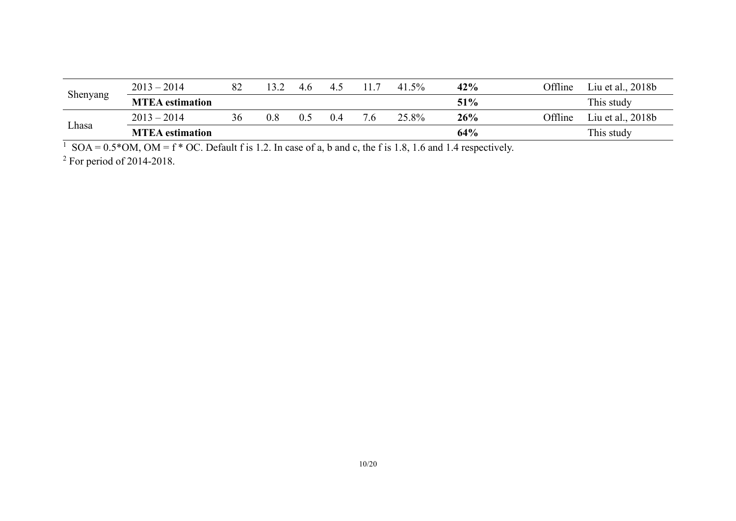| | | | | | | | | | | |
|---|---|---|---|---|---|---|---|---|---|---|
| Shenyang | 2013 – 2014 | 82 | 13.2 | 4.6 | 4.5 | 11.7 | 41.5% | **42%** | Offline | Liu et al., 2018b |
| | **MTEA estimation** | | | | | | | **51%** | | This study |
| Lhasa | 2013 – 2014 | 36 | 0.8 | 0.5 | 0.4 | 7.6 | 25.8% | **26%** | Offline | Liu et al., 2018b |
| | **MTEA estimation** | | | | | | | **64%** | | This study |

[1] SOA = 0.5*OM, OM = f * OC. Default f is 1.2. In case of a, b and c, the f is 1.8, 1.6 and 1.4 respectively.

[2] For period of 2014-2018.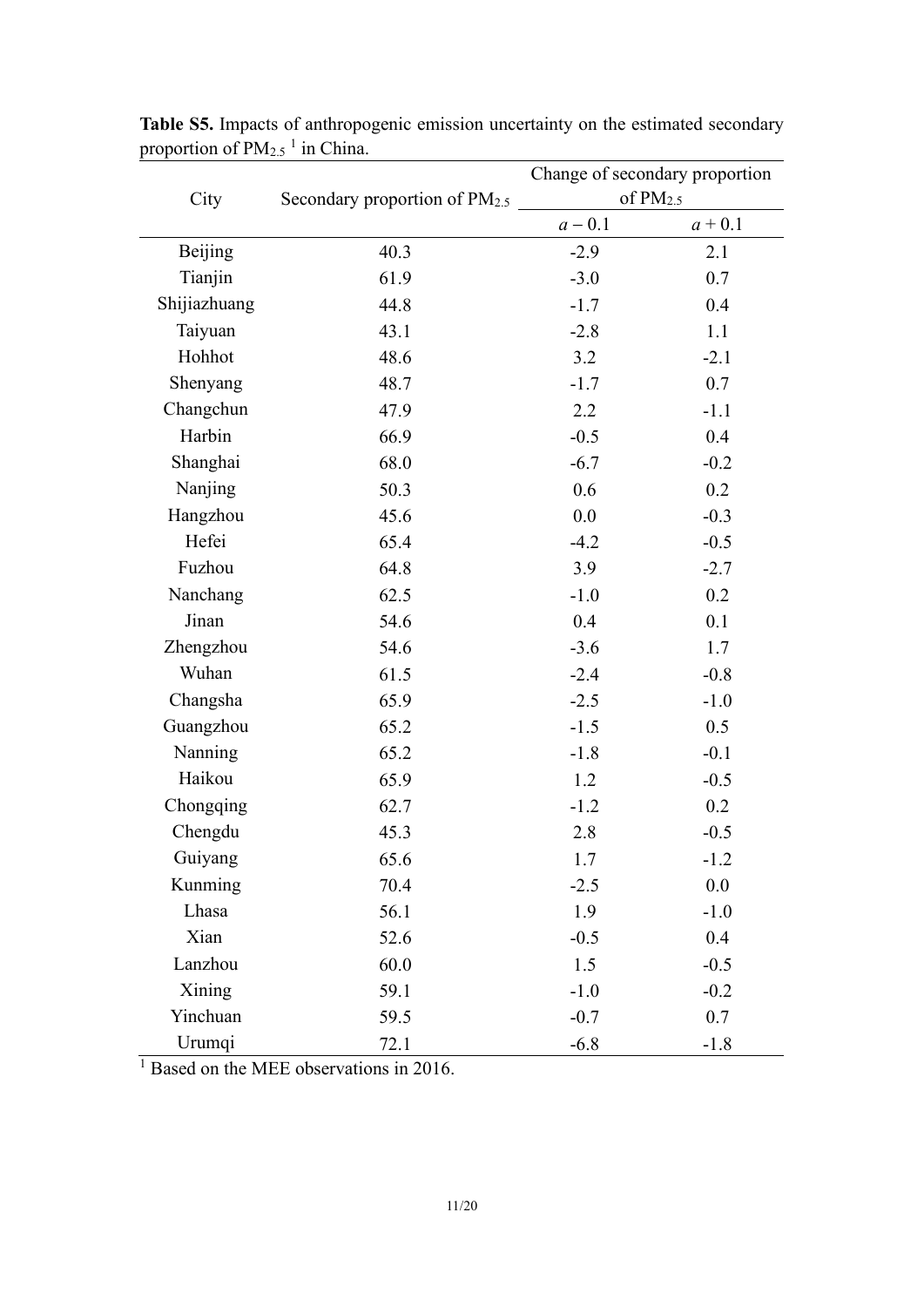**Table S5.** Impacts of anthropogenic emission uncertainty on the estimated secondary proportion of $PM_{2.5}$ [1] in China.

| City | Secondary proportion of $PM_{2.5}$ | Change of secondary proportion of $PM_{2.5}$ | |
|---|---|---|---|
| | | $a - 0.1$ | $a + 0.1$ |
| Beijing | 40.3 | -2.9 | 2.1 |
| Tianjin | 61.9 | -3.0 | 0.7 |
| Shijiazhuang | 44.8 | -1.7 | 0.4 |
| Taiyuan | 43.1 | -2.8 | 1.1 |
| Hohhot | 48.6 | 3.2 | -2.1 |
| Shenyang | 48.7 | -1.7 | 0.7 |
| Changchun | 47.9 | 2.2 | -1.1 |
| Harbin | 66.9 | -0.5 | 0.4 |
| Shanghai | 68.0 | -6.7 | -0.2 |
| Nanjing | 50.3 | 0.6 | 0.2 |
| Hangzhou | 45.6 | 0.0 | -0.3 |
| Hefei | 65.4 | -4.2 | -0.5 |
| Fuzhou | 64.8 | 3.9 | -2.7 |
| Nanchang | 62.5 | -1.0 | 0.2 |
| Jinan | 54.6 | 0.4 | 0.1 |
| Zhengzhou | 54.6 | -3.6 | 1.7 |
| Wuhan | 61.5 | -2.4 | -0.8 |
| Changsha | 65.9 | -2.5 | -1.0 |
| Guangzhou | 65.2 | -1.5 | 0.5 |
| Nanning | 65.2 | -1.8 | -0.1 |
| Haikou | 65.9 | 1.2 | -0.5 |
| Chongqing | 62.7 | -1.2 | 0.2 |
| Chengdu | 45.3 | 2.8 | -0.5 |
| Guiyang | 65.6 | 1.7 | -1.2 |
| Kunming | 70.4 | -2.5 | 0.0 |
| Lhasa | 56.1 | 1.9 | -1.0 |
| Xian | 52.6 | -0.5 | 0.4 |
| Lanzhou | 60.0 | 1.5 | -0.5 |
| Xining | 59.1 | -1.0 | -0.2 |
| Yinchuan | 59.5 | -0.7 | 0.7 |
| Urumqi | 72.1 | -6.8 | -1.8 |

[1] Based on the MEE observations in 2016.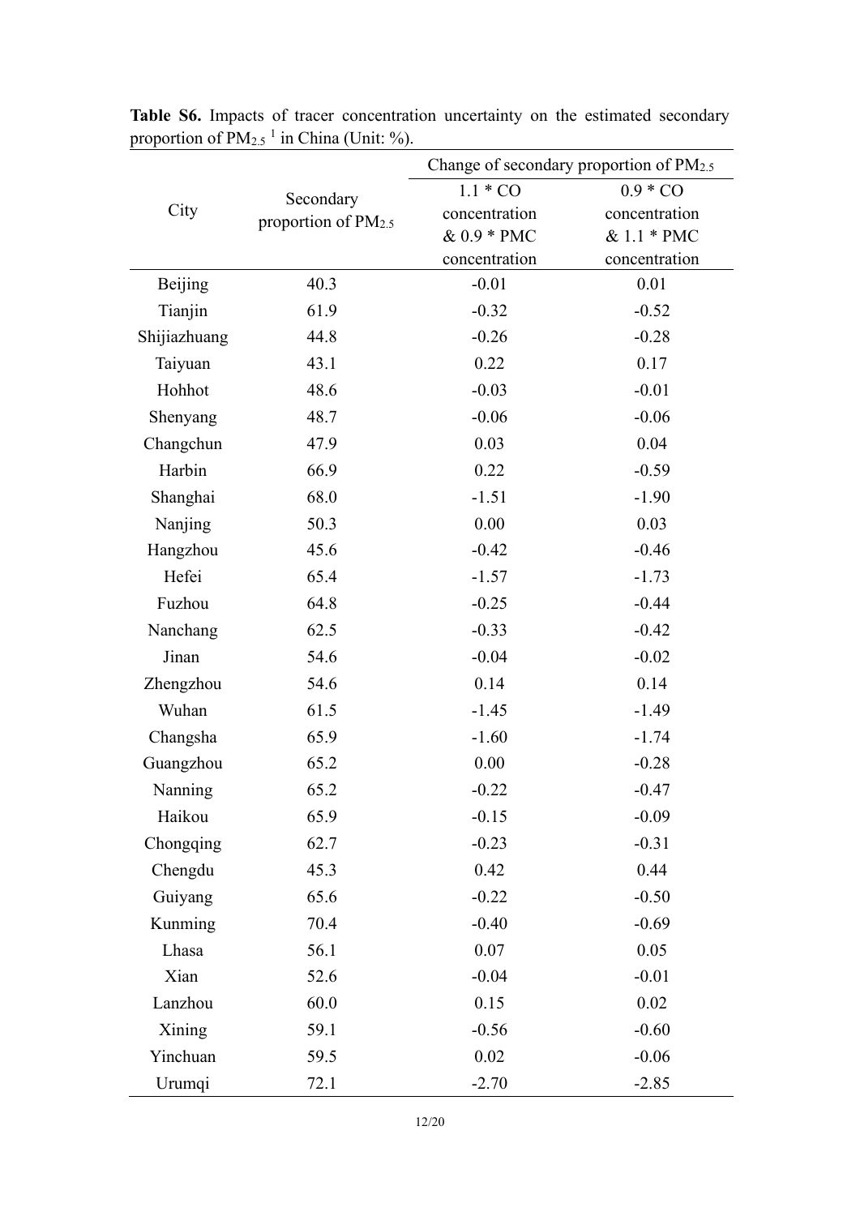**Table S6.** Impacts of tracer concentration uncertainty on the estimated secondary proportion of $PM_{2.5}$ [1] in China (Unit: %).

| City | Secondary proportion of $PM_{2.5}$ | Change of secondary proportion of $PM_{2.5}$ | |
|---|---|---|---|
| | | 1.1 * CO concentration & 0.9 * PMC concentration | 0.9 * CO concentration & 1.1 * PMC concentration |
| Beijing | 40.3 | -0.01 | 0.01 |
| Tianjin | 61.9 | -0.32 | -0.52 |
| Shijiazhuang | 44.8 | -0.26 | -0.28 |
| Taiyuan | 43.1 | 0.22 | 0.17 |
| Hohhot | 48.6 | -0.03 | -0.01 |
| Shenyang | 48.7 | -0.06 | -0.06 |
| Changchun | 47.9 | 0.03 | 0.04 |
| Harbin | 66.9 | 0.22 | -0.59 |
| Shanghai | 68.0 | -1.51 | -1.90 |
| Nanjing | 50.3 | 0.00 | 0.03 |
| Hangzhou | 45.6 | -0.42 | -0.46 |
| Hefei | 65.4 | -1.57 | -1.73 |
| Fuzhou | 64.8 | -0.25 | -0.44 |
| Nanchang | 62.5 | -0.33 | -0.42 |
| Jinan | 54.6 | -0.04 | -0.02 |
| Zhengzhou | 54.6 | 0.14 | 0.14 |
| Wuhan | 61.5 | -1.45 | -1.49 |
| Changsha | 65.9 | -1.60 | -1.74 |
| Guangzhou | 65.2 | 0.00 | -0.28 |
| Nanning | 65.2 | -0.22 | -0.47 |
| Haikou | 65.9 | -0.15 | -0.09 |
| Chongqing | 62.7 | -0.23 | -0.31 |
| Chengdu | 45.3 | 0.42 | 0.44 |
| Guiyang | 65.6 | -0.22 | -0.50 |
| Kunming | 70.4 | -0.40 | -0.69 |
| Lhasa | 56.1 | 0.07 | 0.05 |
| Xian | 52.6 | -0.04 | -0.01 |
| Lanzhou | 60.0 | 0.15 | 0.02 |
| Xining | 59.1 | -0.56 | -0.60 |
| Yinchuan | 59.5 | 0.02 | -0.06 |
| Urumqi | 72.1 | -2.70 | -2.85 |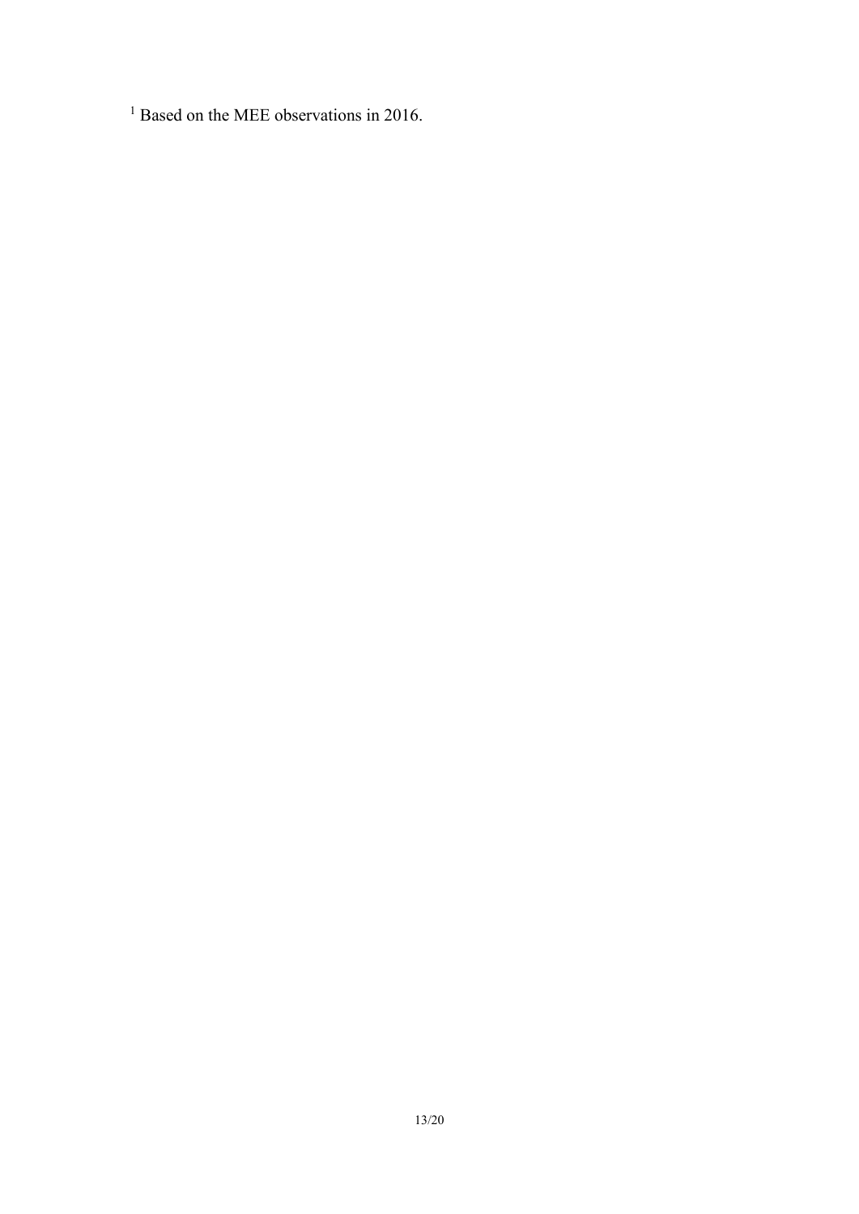[1] Based on the MEE observations in 2016.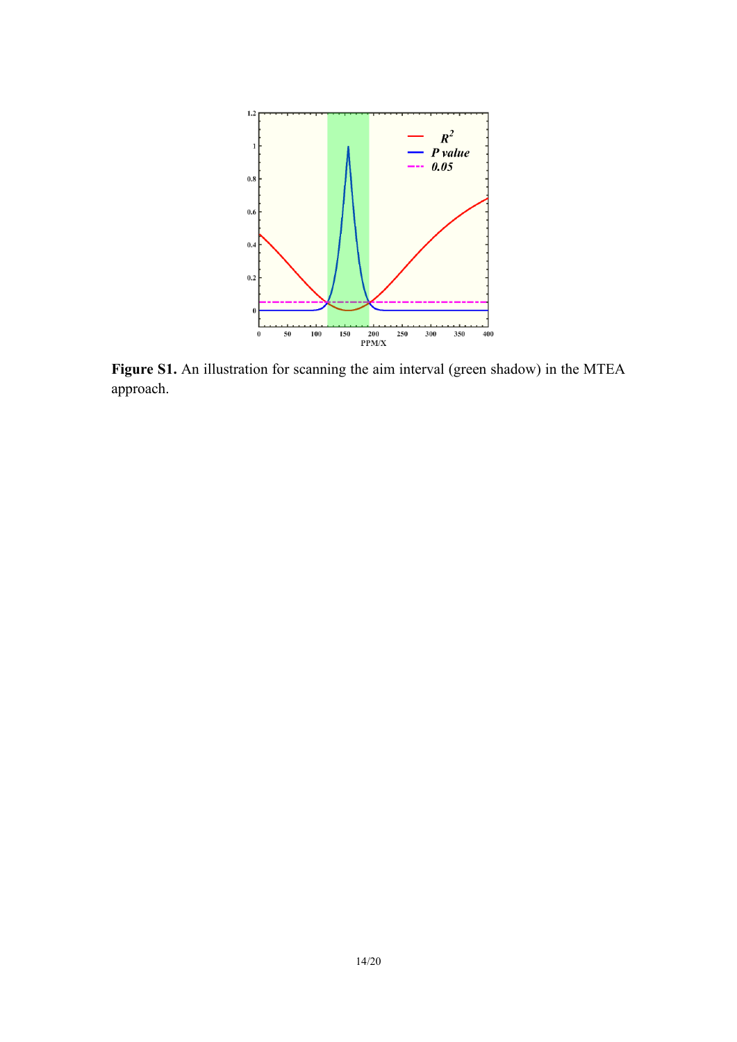**Figure S1.** An illustration for scanning the aim interval (green shadow) in the MTEA approach.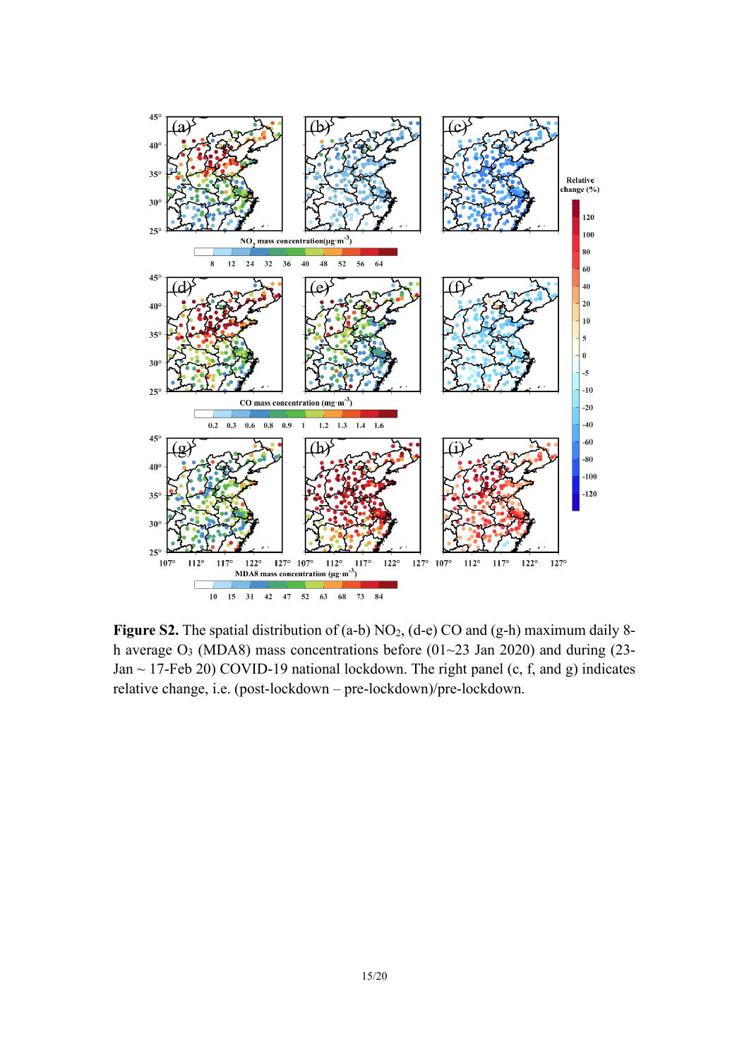**Figure S2.** The spatial distribution of (a-b) $NO_2$, (d-e) CO and (g-h) maximum daily 8-h average $O_3$ (MDA8) mass concentrations before (01~23 Jan 2020) and during (23-Jan ~ 17-Feb 20) COVID-19 national lockdown. The right panel (c, f, and g) indicates relative change, i.e. (post-lockdown – pre-lockdown)/pre-lockdown.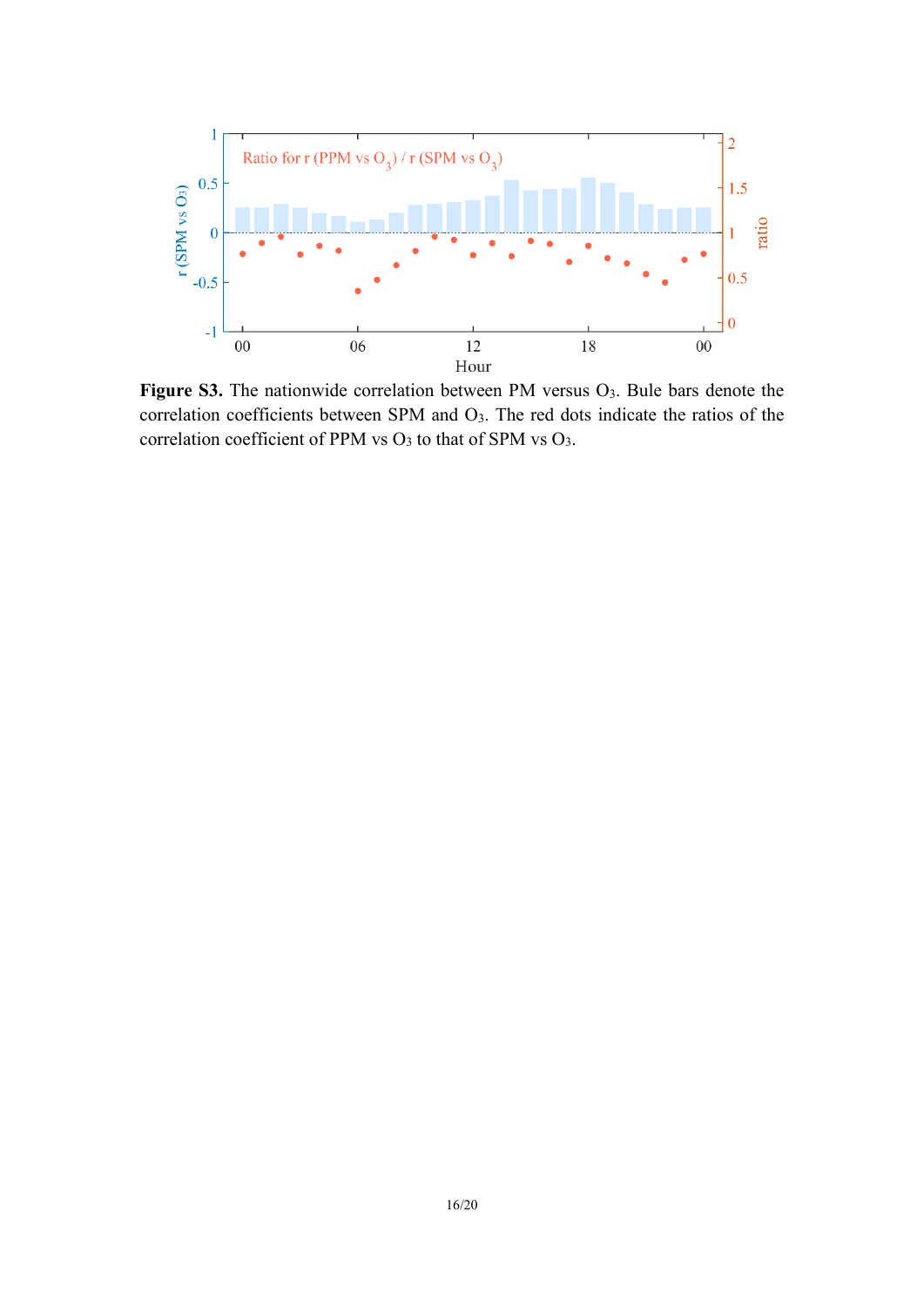**Figure S3.** The nationwide correlation between PM versus $O_3$. Bule bars denote the correlation coefficients between SPM and $O_3$. The red dots indicate the ratios of the correlation coefficient of PPM vs $O_3$ to that of SPM vs $O_3$.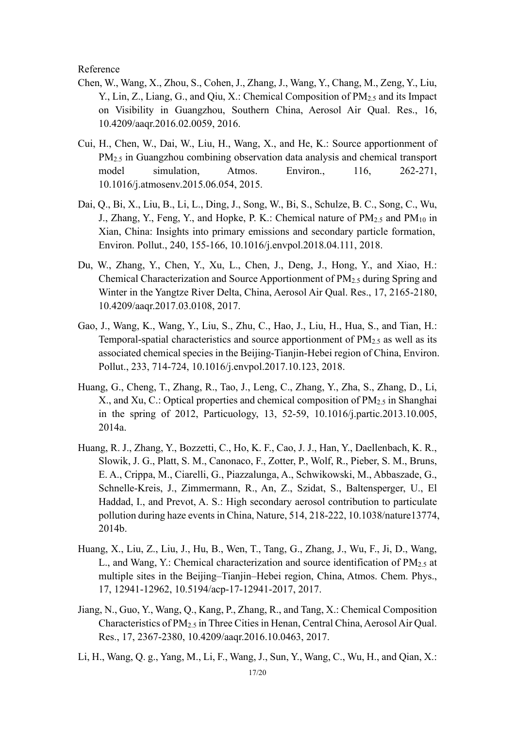Reference

Chen, W., Wang, X., Zhou, S., Cohen, J., Zhang, J., Wang, Y., Chang, M., Zeng, Y., Liu, Y., Lin, Z., Liang, G., and Qiu, X.: Chemical Composition of $PM_{2.5}$ and its Impact on Visibility in Guangzhou, Southern China, Aerosol Air Qual. Res., 16, 10.4209/aaqr.2016.02.0059, 2016.

Cui, H., Chen, W., Dai, W., Liu, H., Wang, X., and He, K.: Source apportionment of $PM_{2.5}$ in Guangzhou combining observation data analysis and chemical transport model simulation, Atmos. Environ., 116, 262-271, 10.1016/j.atmosenv.2015.06.054, 2015.

Dai, Q., Bi, X., Liu, B., Li, L., Ding, J., Song, W., Bi, S., Schulze, B. C., Song, C., Wu, J., Zhang, Y., Feng, Y., and Hopke, P. K.: Chemical nature of $PM_{2.5}$ and $PM_{10}$ in Xian, China: Insights into primary emissions and secondary particle formation, Environ. Pollut., 240, 155-166, 10.1016/j.envpol.2018.04.111, 2018.

Du, W., Zhang, Y., Chen, Y., Xu, L., Chen, J., Deng, J., Hong, Y., and Xiao, H.: Chemical Characterization and Source Apportionment of $PM_{2.5}$ during Spring and Winter in the Yangtze River Delta, China, Aerosol Air Qual. Res., 17, 2165-2180, 10.4209/aaqr.2017.03.0108, 2017.

Gao, J., Wang, K., Wang, Y., Liu, S., Zhu, C., Hao, J., Liu, H., Hua, S., and Tian, H.: Temporal-spatial characteristics and source apportionment of $PM_{2.5}$ as well as its associated chemical species in the Beijing-Tianjin-Hebei region of China, Environ. Pollut., 233, 714-724, 10.1016/j.envpol.2017.10.123, 2018.

Huang, G., Cheng, T., Zhang, R., Tao, J., Leng, C., Zhang, Y., Zha, S., Zhang, D., Li, X., and Xu, C.: Optical properties and chemical composition of $PM_{2.5}$ in Shanghai in the spring of 2012, Particuology, 13, 52-59, 10.1016/j.partic.2013.10.005, 2014a.

Huang, R. J., Zhang, Y., Bozzetti, C., Ho, K. F., Cao, J. J., Han, Y., Daellenbach, K. R., Slowik, J. G., Platt, S. M., Canonaco, F., Zotter, P., Wolf, R., Pieber, S. M., Bruns, E. A., Crippa, M., Ciarelli, G., Piazzalunga, A., Schwikowski, M., Abbaszade, G., Schnelle-Kreis, J., Zimmermann, R., An, Z., Szidat, S., Baltensperger, U., El Haddad, I., and Prevot, A. S.: High secondary aerosol contribution to particulate pollution during haze events in China, Nature, 514, 218-222, 10.1038/nature13774, 2014b.

Huang, X., Liu, Z., Liu, J., Hu, B., Wen, T., Tang, G., Zhang, J., Wu, F., Ji, D., Wang, L., and Wang, Y.: Chemical characterization and source identification of $PM_{2.5}$ at multiple sites in the Beijing–Tianjin–Hebei region, China, Atmos. Chem. Phys., 17, 12941-12962, 10.5194/acp-17-12941-2017, 2017.

Jiang, N., Guo, Y., Wang, Q., Kang, P., Zhang, R., and Tang, X.: Chemical Composition Characteristics of $PM_{2.5}$ in Three Cities in Henan, Central China, Aerosol Air Qual. Res., 17, 2367-2380, 10.4209/aaqr.2016.10.0463, 2017.

Li, H., Wang, Q. g., Yang, M., Li, F., Wang, J., Sun, Y., Wang, C., Wu, H., and Qian, X.: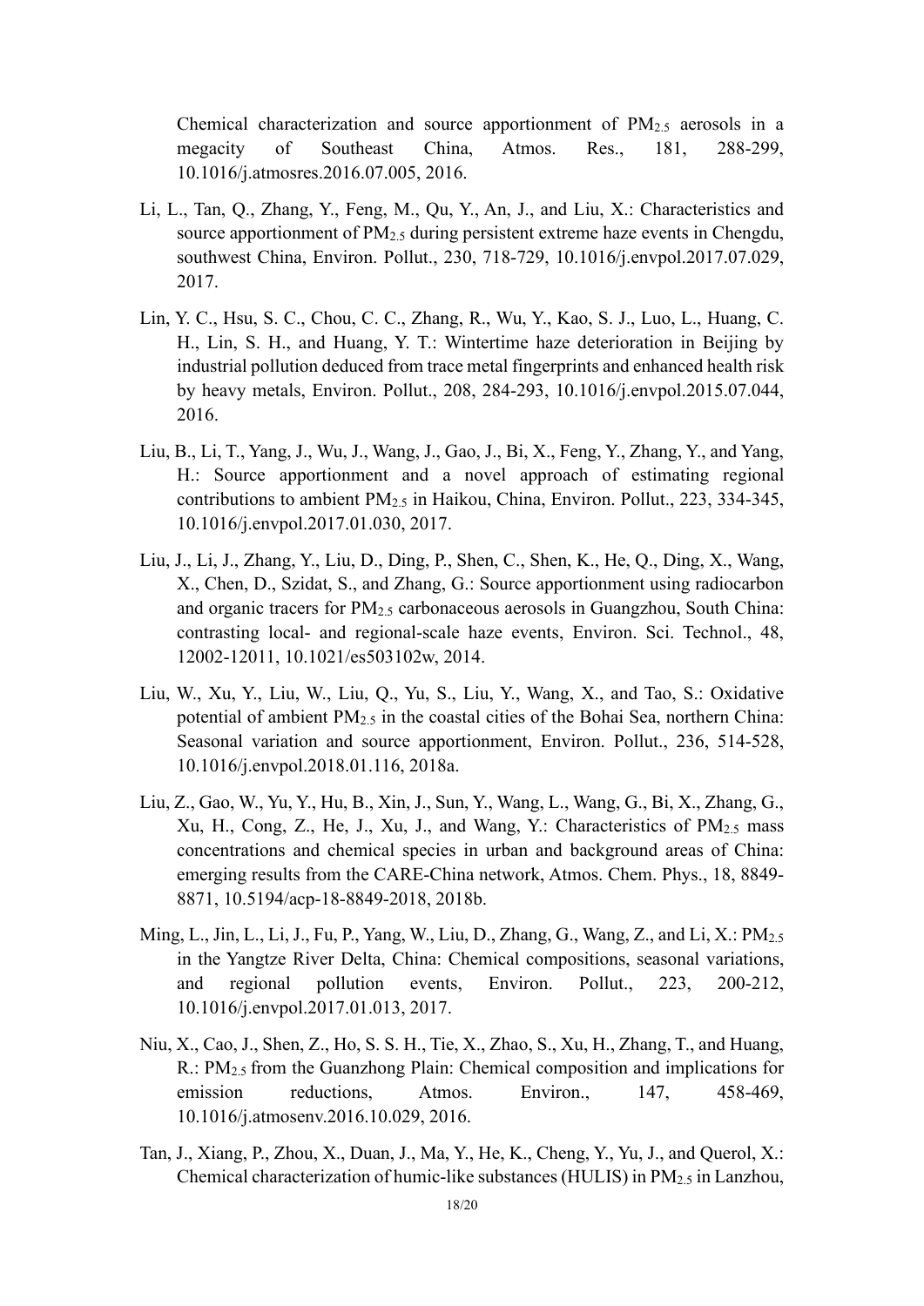Chemical characterization and source apportionment of $PM_{2.5}$ aerosols in a megacity of Southeast China, Atmos. Res., 181, 288-299, 10.1016/j.atmosres.2016.07.005, 2016.

Li, L., Tan, Q., Zhang, Y., Feng, M., Qu, Y., An, J., and Liu, X.: Characteristics and source apportionment of $PM_{2.5}$ during persistent extreme haze events in Chengdu, southwest China, Environ. Pollut., 230, 718-729, 10.1016/j.envpol.2017.07.029, 2017.

Lin, Y. C., Hsu, S. C., Chou, C. C., Zhang, R., Wu, Y., Kao, S. J., Luo, L., Huang, C. H., Lin, S. H., and Huang, Y. T.: Wintertime haze deterioration in Beijing by industrial pollution deduced from trace metal fingerprints and enhanced health risk by heavy metals, Environ. Pollut., 208, 284-293, 10.1016/j.envpol.2015.07.044, 2016.

Liu, B., Li, T., Yang, J., Wu, J., Wang, J., Gao, J., Bi, X., Feng, Y., Zhang, Y., and Yang, H.: Source apportionment and a novel approach of estimating regional contributions to ambient $PM_{2.5}$ in Haikou, China, Environ. Pollut., 223, 334-345, 10.1016/j.envpol.2017.01.030, 2017.

Liu, J., Li, J., Zhang, Y., Liu, D., Ding, P., Shen, C., Shen, K., He, Q., Ding, X., Wang, X., Chen, D., Szidat, S., and Zhang, G.: Source apportionment using radiocarbon and organic tracers for $PM_{2.5}$ carbonaceous aerosols in Guangzhou, South China: contrasting local- and regional-scale haze events, Environ. Sci. Technol., 48, 12002-12011, 10.1021/es503102w, 2014.

Liu, W., Xu, Y., Liu, W., Liu, Q., Yu, S., Liu, Y., Wang, X., and Tao, S.: Oxidative potential of ambient $PM_{2.5}$ in the coastal cities of the Bohai Sea, northern China: Seasonal variation and source apportionment, Environ. Pollut., 236, 514-528, 10.1016/j.envpol.2018.01.116, 2018a.

Liu, Z., Gao, W., Yu, Y., Hu, B., Xin, J., Sun, Y., Wang, L., Wang, G., Bi, X., Zhang, G., Xu, H., Cong, Z., He, J., Xu, J., and Wang, Y.: Characteristics of $PM_{2.5}$ mass concentrations and chemical species in urban and background areas of China: emerging results from the CARE-China network, Atmos. Chem. Phys., 18, 8849-8871, 10.5194/acp-18-8849-2018, 2018b.

Ming, L., Jin, L., Li, J., Fu, P., Yang, W., Liu, D., Zhang, G., Wang, Z., and Li, X.: $PM_{2.5}$ in the Yangtze River Delta, China: Chemical compositions, seasonal variations, and regional pollution events, Environ. Pollut., 223, 200-212, 10.1016/j.envpol.2017.01.013, 2017.

Niu, X., Cao, J., Shen, Z., Ho, S. S. H., Tie, X., Zhao, S., Xu, H., Zhang, T., and Huang, R.: $PM_{2.5}$ from the Guanzhong Plain: Chemical composition and implications for emission reductions, Atmos. Environ., 147, 458-469, 10.1016/j.atmosenv.2016.10.029, 2016.

Tan, J., Xiang, P., Zhou, X., Duan, J., Ma, Y., He, K., Cheng, Y., Yu, J., and Querol, X.: Chemical characterization of humic-like substances (HULIS) in $PM_{2.5}$ in Lanzhou,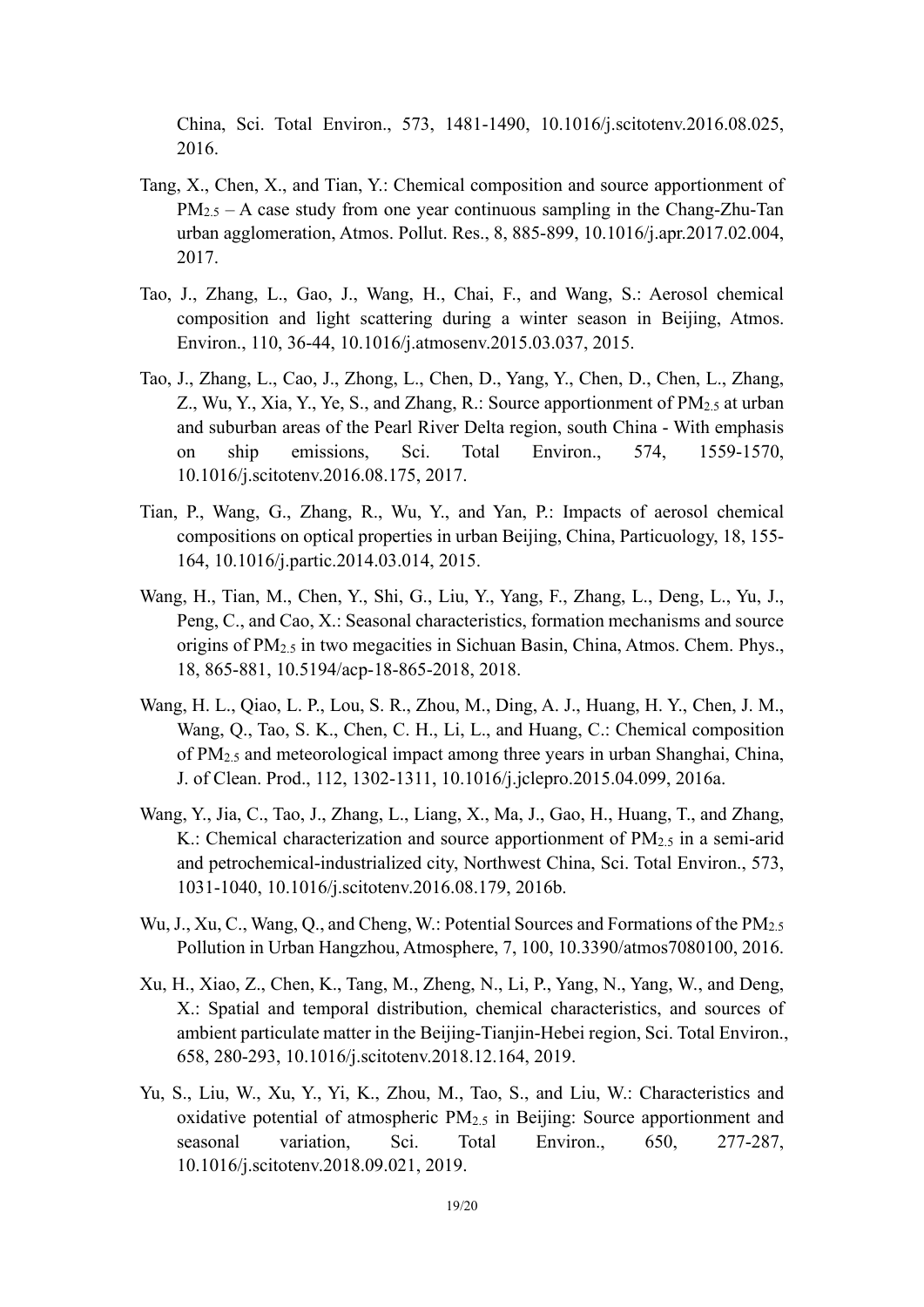China, Sci. Total Environ., 573, 1481-1490, 10.1016/j.scitotenv.2016.08.025, 2016.

Tang, X., Chen, X., and Tian, Y.: Chemical composition and source apportionment of $PM_{2.5}$ – A case study from one year continuous sampling in the Chang-Zhu-Tan urban agglomeration, Atmos. Pollut. Res., 8, 885-899, 10.1016/j.apr.2017.02.004, 2017.

Tao, J., Zhang, L., Gao, J., Wang, H., Chai, F., and Wang, S.: Aerosol chemical composition and light scattering during a winter season in Beijing, Atmos. Environ., 110, 36-44, 10.1016/j.atmosenv.2015.03.037, 2015.

Tao, J., Zhang, L., Cao, J., Zhong, L., Chen, D., Yang, Y., Chen, D., Chen, L., Zhang, Z., Wu, Y., Xia, Y., Ye, S., and Zhang, R.: Source apportionment of $PM_{2.5}$ at urban and suburban areas of the Pearl River Delta region, south China - With emphasis on ship emissions, Sci. Total Environ., 574, 1559-1570, 10.1016/j.scitotenv.2016.08.175, 2017.

Tian, P., Wang, G., Zhang, R., Wu, Y., and Yan, P.: Impacts of aerosol chemical compositions on optical properties in urban Beijing, China, Particuology, 18, 155-164, 10.1016/j.partic.2014.03.014, 2015.

Wang, H., Tian, M., Chen, Y., Shi, G., Liu, Y., Yang, F., Zhang, L., Deng, L., Yu, J., Peng, C., and Cao, X.: Seasonal characteristics, formation mechanisms and source origins of $PM_{2.5}$ in two megacities in Sichuan Basin, China, Atmos. Chem. Phys., 18, 865-881, 10.5194/acp-18-865-2018, 2018.

Wang, H. L., Qiao, L. P., Lou, S. R., Zhou, M., Ding, A. J., Huang, H. Y., Chen, J. M., Wang, Q., Tao, S. K., Chen, C. H., Li, L., and Huang, C.: Chemical composition of $PM_{2.5}$ and meteorological impact among three years in urban Shanghai, China, J. of Clean. Prod., 112, 1302-1311, 10.1016/j.jclepro.2015.04.099, 2016a.

Wang, Y., Jia, C., Tao, J., Zhang, L., Liang, X., Ma, J., Gao, H., Huang, T., and Zhang, K.: Chemical characterization and source apportionment of $PM_{2.5}$ in a semi-arid and petrochemical-industrialized city, Northwest China, Sci. Total Environ., 573, 1031-1040, 10.1016/j.scitotenv.2016.08.179, 2016b.

Wu, J., Xu, C., Wang, Q., and Cheng, W.: Potential Sources and Formations of the $PM_{2.5}$ Pollution in Urban Hangzhou, Atmosphere, 7, 100, 10.3390/atmos7080100, 2016.

Xu, H., Xiao, Z., Chen, K., Tang, M., Zheng, N., Li, P., Yang, N., Yang, W., and Deng, X.: Spatial and temporal distribution, chemical characteristics, and sources of ambient particulate matter in the Beijing-Tianjin-Hebei region, Sci. Total Environ., 658, 280-293, 10.1016/j.scitotenv.2018.12.164, 2019.

Yu, S., Liu, W., Xu, Y., Yi, K., Zhou, M., Tao, S., and Liu, W.: Characteristics and oxidative potential of atmospheric $PM_{2.5}$ in Beijing: Source apportionment and seasonal variation, Sci. Total Environ., 650, 277-287, 10.1016/j.scitotenv.2018.09.021, 2019.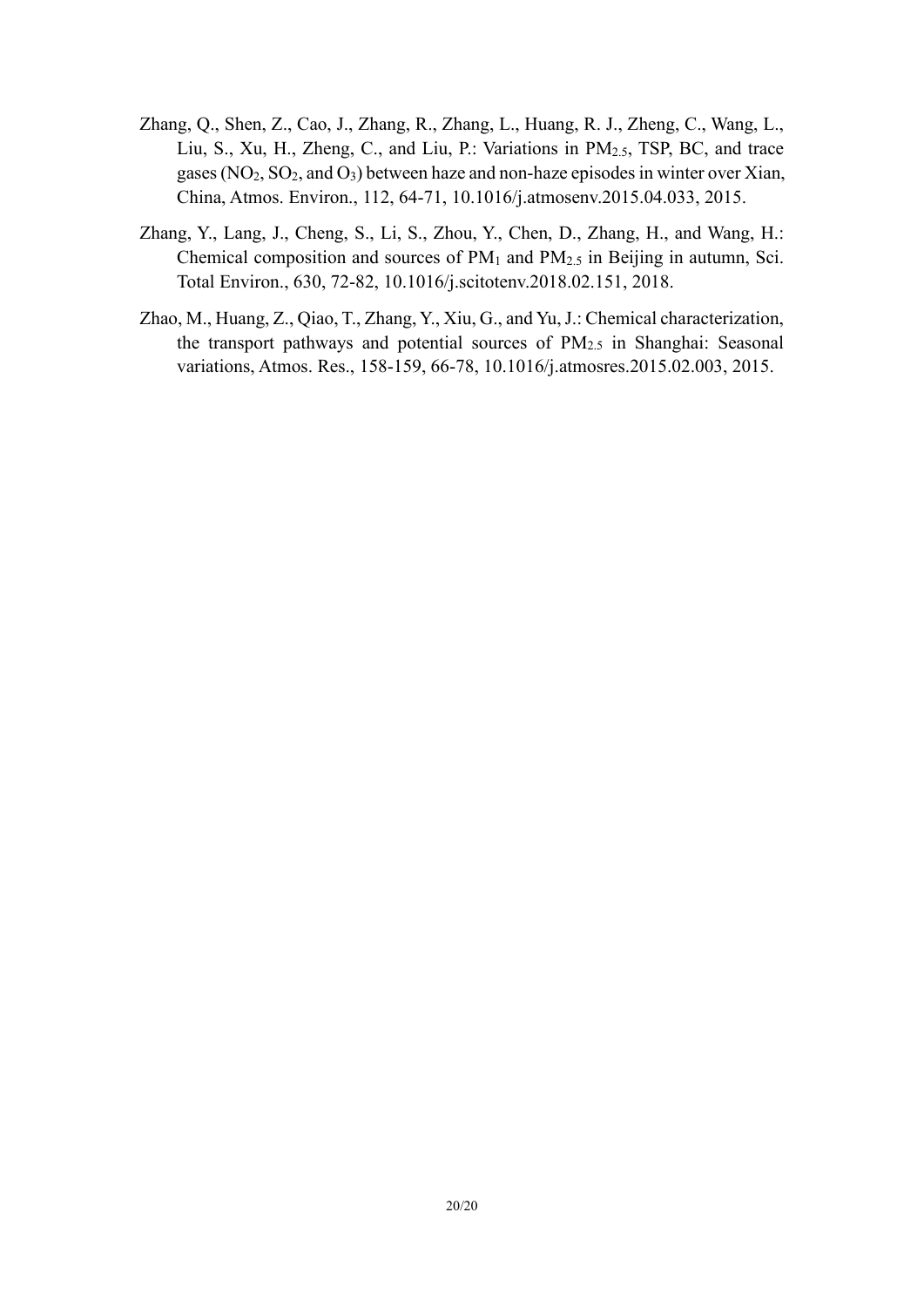Zhang, Q., Shen, Z., Cao, J., Zhang, R., Zhang, L., Huang, R. J., Zheng, C., Wang, L., Liu, S., Xu, H., Zheng, C., and Liu, P.: Variations in $PM_{2.5}$, TSP, BC, and trace gases ($NO_2$, $SO_2$, and $O_3$) between haze and non-haze episodes in winter over Xian, China, Atmos. Environ., 112, 64-71, 10.1016/j.atmosenv.2015.04.033, 2015.

Zhang, Y., Lang, J., Cheng, S., Li, S., Zhou, Y., Chen, D., Zhang, H., and Wang, H.: Chemical composition and sources of $PM_1$ and $PM_{2.5}$ in Beijing in autumn, Sci. Total Environ., 630, 72-82, 10.1016/j.scitotenv.2018.02.151, 2018.

Zhao, M., Huang, Z., Qiao, T., Zhang, Y., Xiu, G., and Yu, J.: Chemical characterization, the transport pathways and potential sources of $PM_{2.5}$ in Shanghai: Seasonal variations, Atmos. Res., 158-159, 66-78, 10.1016/j.atmosres.2015.02.003, 2015.